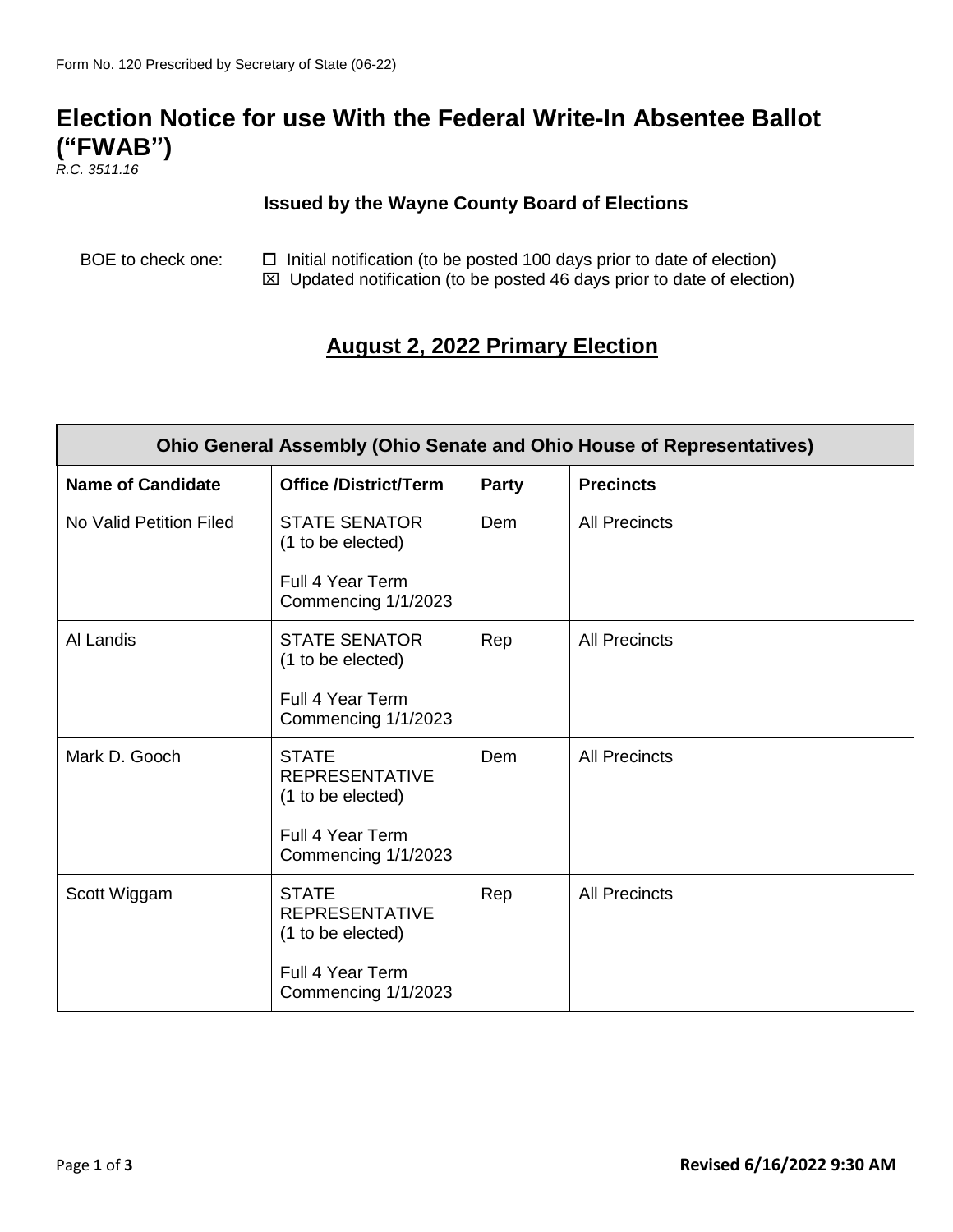Form No. 120 Prescribed by Secretary of State (06-22)

# Election Notice for use With the Federal Write-In Absentee Ballot ("FWAB")

*R.C. 3511.16*

### Issued by the Wayne County Board of Elections

BOE to check one:
- ☐ Initial notification (to be posted 100 days prior to date of election)
- ☒ Updated notification (to be posted 46 days prior to date of election)

## August 2, 2022 Primary Election

| Ohio General Assembly (Ohio Senate and Ohio House of Representatives) | | | |
|---|---|---|---|
| **Name of Candidate** | **Office /District/Term** | **Party** | **Precincts** |
| No Valid Petition Filed | STATE SENATOR (1 to be elected)<br><br>Full 4 Year Term Commencing 1/1/2023 | Dem | All Precincts |
| Al Landis | STATE SENATOR (1 to be elected)<br><br>Full 4 Year Term Commencing 1/1/2023 | Rep | All Precincts |
| Mark D. Gooch | STATE REPRESENTATIVE (1 to be elected)<br><br>Full 4 Year Term Commencing 1/1/2023 | Dem | All Precincts |
| Scott Wiggam | STATE REPRESENTATIVE (1 to be elected)<br><br>Full 4 Year Term Commencing 1/1/2023 | Rep | All Precincts |

**Revised 6/16/2022 9:30 AM**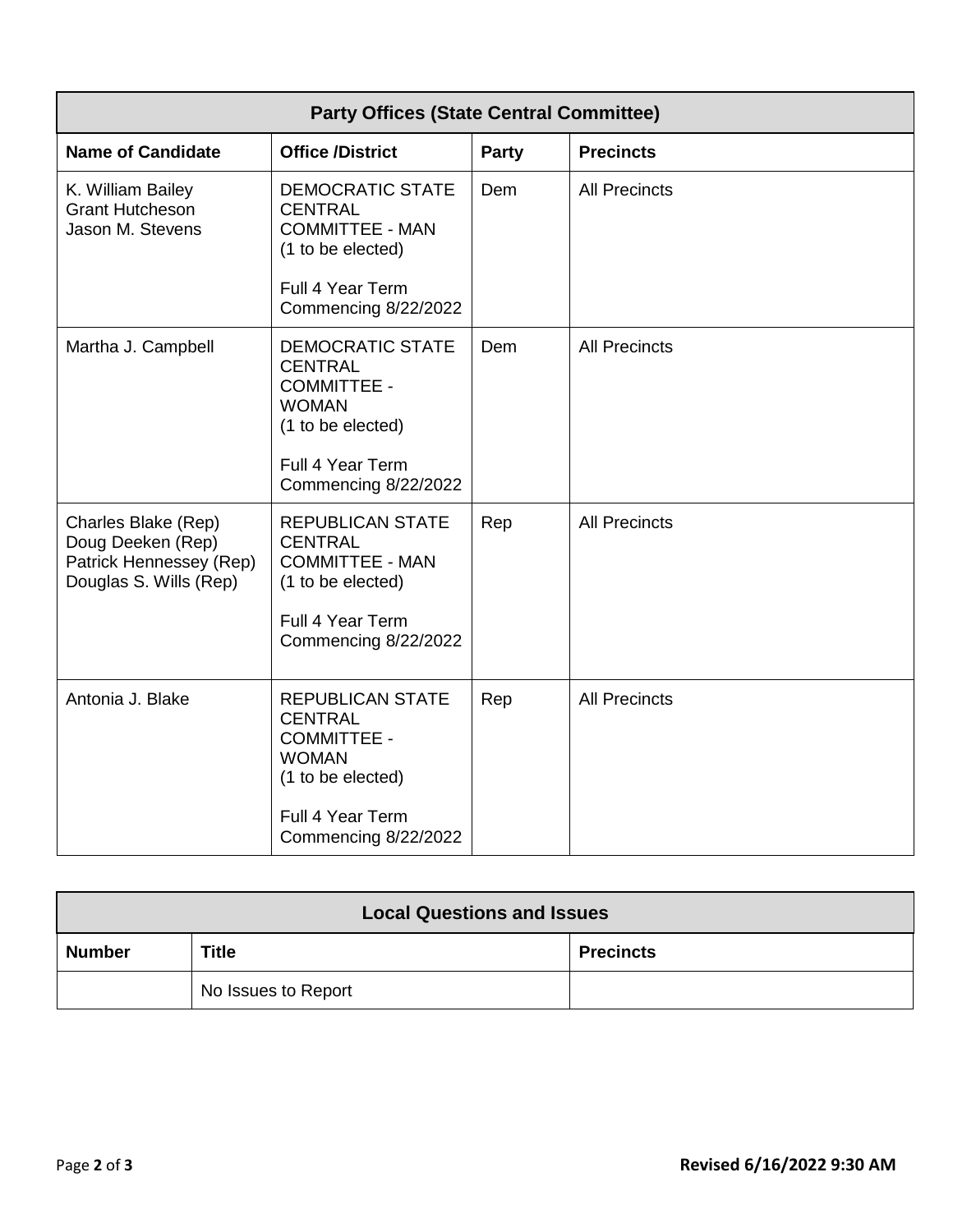| Party Offices (State Central Committee) | | | |
|---|---|---|---|
| **Name of Candidate** | **Office /District** | **Party** | **Precincts** |
| K. William Bailey<br>Grant Hutcheson<br>Jason M. Stevens | DEMOCRATIC STATE CENTRAL COMMITTEE - MAN<br>(1 to be elected)<br><br>Full 4 Year Term Commencing 8/22/2022 | Dem | All Precincts |
| Martha J. Campbell | DEMOCRATIC STATE CENTRAL COMMITTEE - WOMAN<br>(1 to be elected)<br><br>Full 4 Year Term Commencing 8/22/2022 | Dem | All Precincts |
| Charles Blake (Rep)<br>Doug Deeken (Rep)<br>Patrick Hennessey (Rep)<br>Douglas S. Wills (Rep) | REPUBLICAN STATE CENTRAL COMMITTEE - MAN<br>(1 to be elected)<br><br>Full 4 Year Term Commencing 8/22/2022 | Rep | All Precincts |
| Antonia J. Blake | REPUBLICAN STATE CENTRAL COMMITTEE - WOMAN<br>(1 to be elected)<br><br>Full 4 Year Term Commencing 8/22/2022 | Rep | All Precincts |

| Local Questions and Issues | | |
|---|---|---|
| **Number** | **Title** | **Precincts** |
| | No Issues to Report | |

**Revised 6/16/2022 9:30 AM**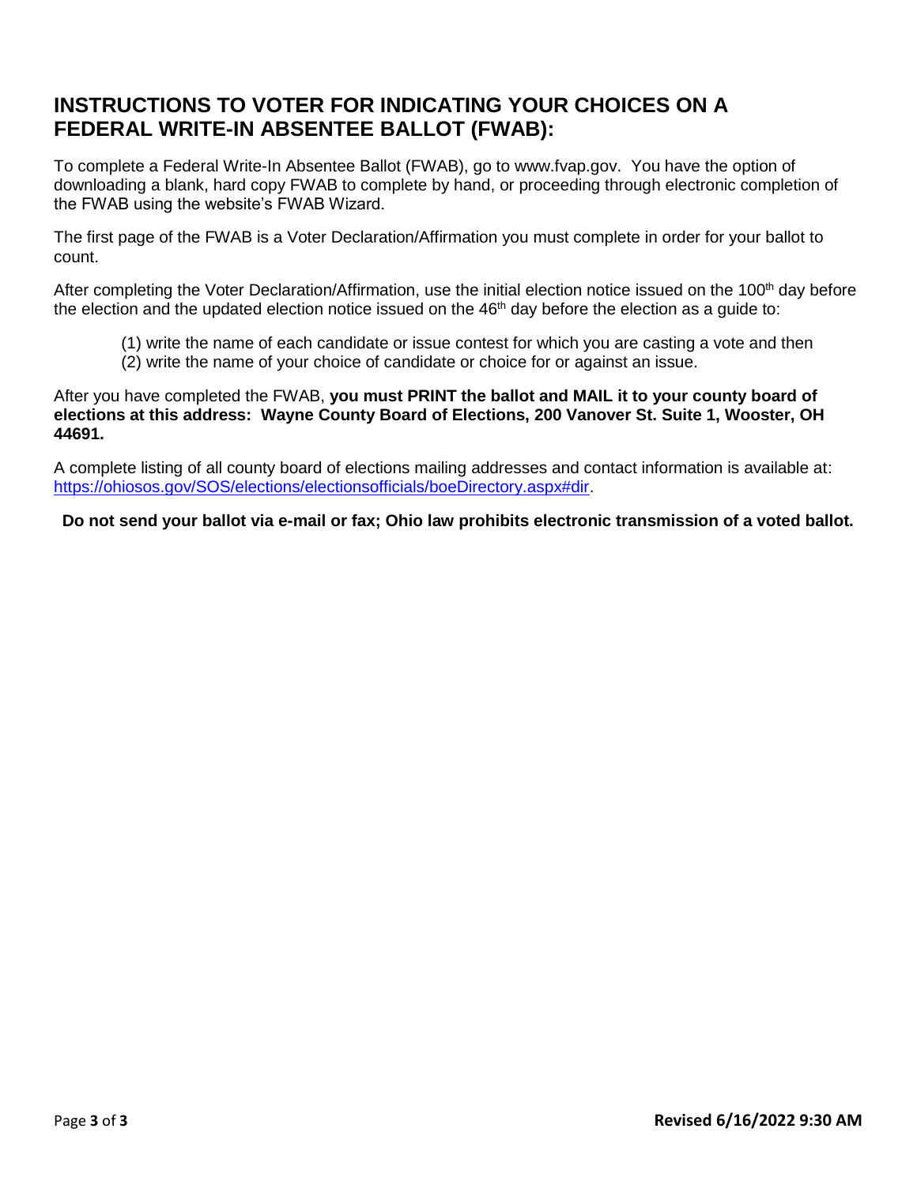# INSTRUCTIONS TO VOTER FOR INDICATING YOUR CHOICES ON A FEDERAL WRITE-IN ABSENTEE BALLOT (FWAB):

To complete a Federal Write-In Absentee Ballot (FWAB), go to www.fvap.gov. You have the option of downloading a blank, hard copy FWAB to complete by hand, or proceeding through electronic completion of the FWAB using the website's FWAB Wizard.

The first page of the FWAB is a Voter Declaration/Affirmation you must complete in order for your ballot to count.

After completing the Voter Declaration/Affirmation, use the initial election notice issued on the 100th day before the election and the updated election notice issued on the 46th day before the election as a guide to:

(1) write the name of each candidate or issue contest for which you are casting a vote and then
(2) write the name of your choice of candidate or choice for or against an issue.

After you have completed the FWAB, **you must PRINT the ballot and MAIL it to your county board of elections at this address: Wayne County Board of Elections, 200 Vanover St. Suite 1, Wooster, OH 44691.**

A complete listing of all county board of elections mailing addresses and contact information is available at: https://ohiosos.gov/SOS/elections/electionsofficials/boeDirectory.aspx#dir.

**Do not send your ballot via e-mail or fax; Ohio law prohibits electronic transmission of a voted ballot.**

**Revised 6/16/2022 9:30 AM**